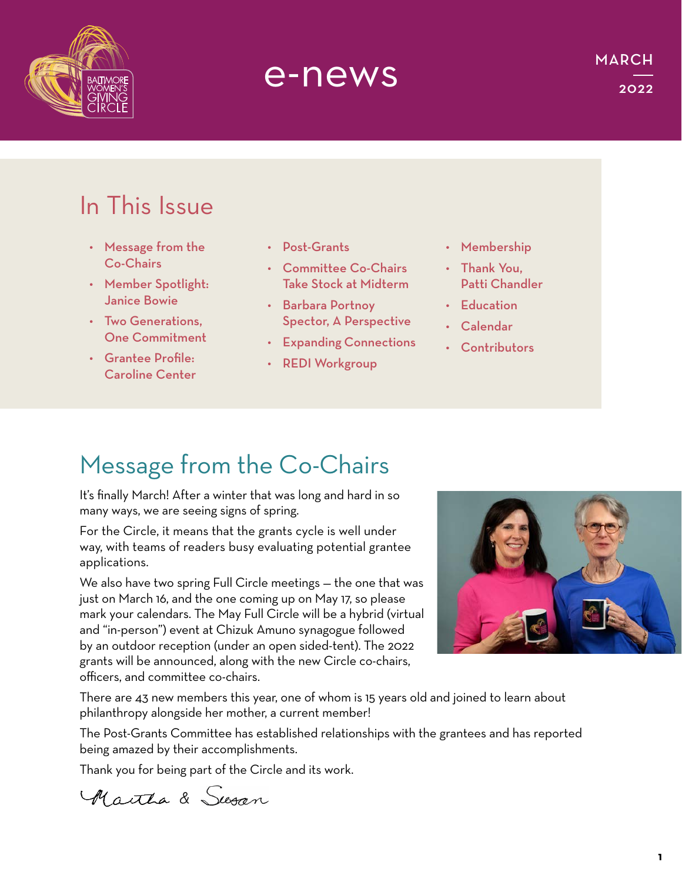# e-news

MARCH
2022

## In This Issue

- Message from the Co-Chairs
- Member Spotlight: Janice Bowie
- Two Generations, One Commitment
- Grantee Profile: Caroline Center
- Post-Grants
- Committee Co-Chairs Take Stock at Midterm
- Barbara Portnoy Spector, A Perspective
- Expanding Connections
- REDI Workgroup
- Membership
- Thank You, Patti Chandler
- Education
- Calendar
- Contributors

## Message from the Co-Chairs

It's finally March! After a winter that was long and hard in so many ways, we are seeing signs of spring.

For the Circle, it means that the grants cycle is well under way, with teams of readers busy evaluating potential grantee applications.

We also have two spring Full Circle meetings — the one that was just on March 16, and the one coming up on May 17, so please mark your calendars. The May Full Circle will be a hybrid (virtual and "in-person") event at Chizuk Amuno synagogue followed by an outdoor reception (under an open sided-tent). The 2022 grants will be announced, along with the new Circle co-chairs, officers, and committee co-chairs.

There are 43 new members this year, one of whom is 15 years old and joined to learn about philanthropy alongside her mother, a current member!

The Post-Grants Committee has established relationships with the grantees and has reported being amazed by their accomplishments.

Thank you for being part of the Circle and its work.

Martha & Susan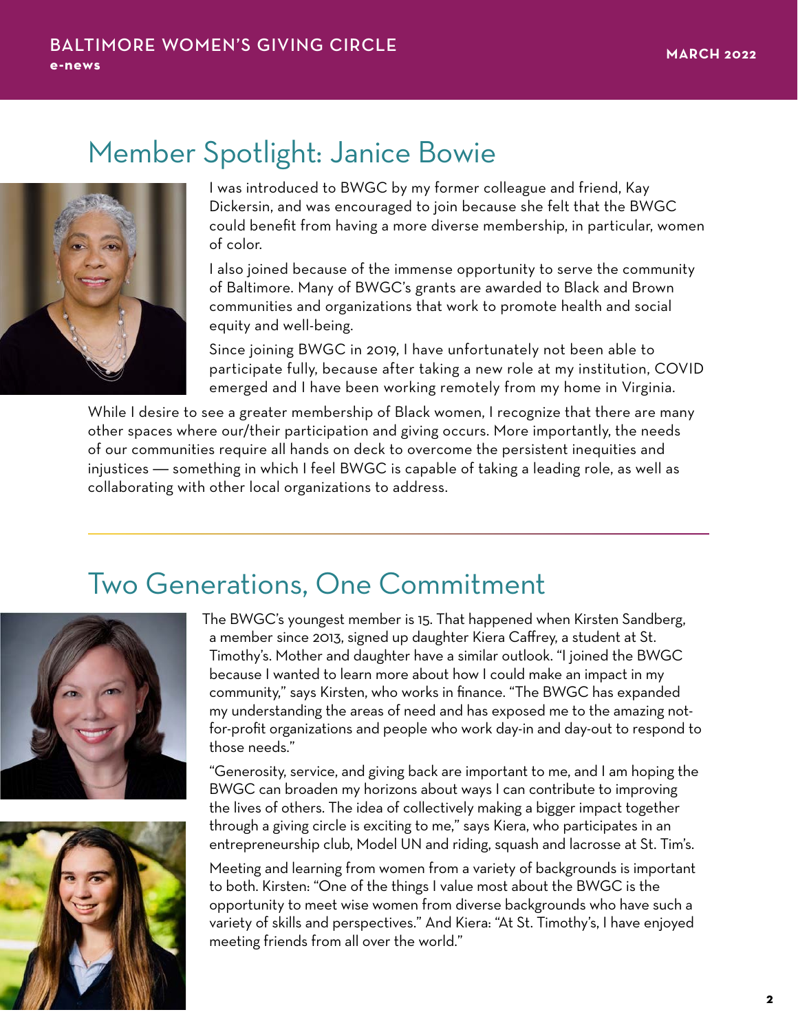## Member Spotlight: Janice Bowie

I was introduced to BWGC by my former colleague and friend, Kay Dickersin, and was encouraged to join because she felt that the BWGC could benefit from having a more diverse membership, in particular, women of color.

I also joined because of the immense opportunity to serve the community of Baltimore. Many of BWGC's grants are awarded to Black and Brown communities and organizations that work to promote health and social equity and well-being.

Since joining BWGC in 2019, I have unfortunately not been able to participate fully, because after taking a new role at my institution, COVID emerged and I have been working remotely from my home in Virginia.

While I desire to see a greater membership of Black women, I recognize that there are many other spaces where our/their participation and giving occurs. More importantly, the needs of our communities require all hands on deck to overcome the persistent inequities and injustices — something in which I feel BWGC is capable of taking a leading role, as well as collaborating with other local organizations to address.

## Two Generations, One Commitment

The BWGC's youngest member is 15. That happened when Kirsten Sandberg, a member since 2013, signed up daughter Kiera Caffrey, a student at St. Timothy's. Mother and daughter have a similar outlook. "I joined the BWGC because I wanted to learn more about how I could make an impact in my community," says Kirsten, who works in finance. "The BWGC has expanded my understanding the areas of need and has exposed me to the amazing not-for-profit organizations and people who work day-in and day-out to respond to those needs."

"Generosity, service, and giving back are important to me, and I am hoping the BWGC can broaden my horizons about ways I can contribute to improving the lives of others. The idea of collectively making a bigger impact together through a giving circle is exciting to me," says Kiera, who participates in an entrepreneurship club, Model UN and riding, squash and lacrosse at St. Tim's.

Meeting and learning from women from a variety of backgrounds is important to both. Kirsten: "One of the things I value most about the BWGC is the opportunity to meet wise women from diverse backgrounds who have such a variety of skills and perspectives." And Kiera: "At St. Timothy's, I have enjoyed meeting friends from all over the world."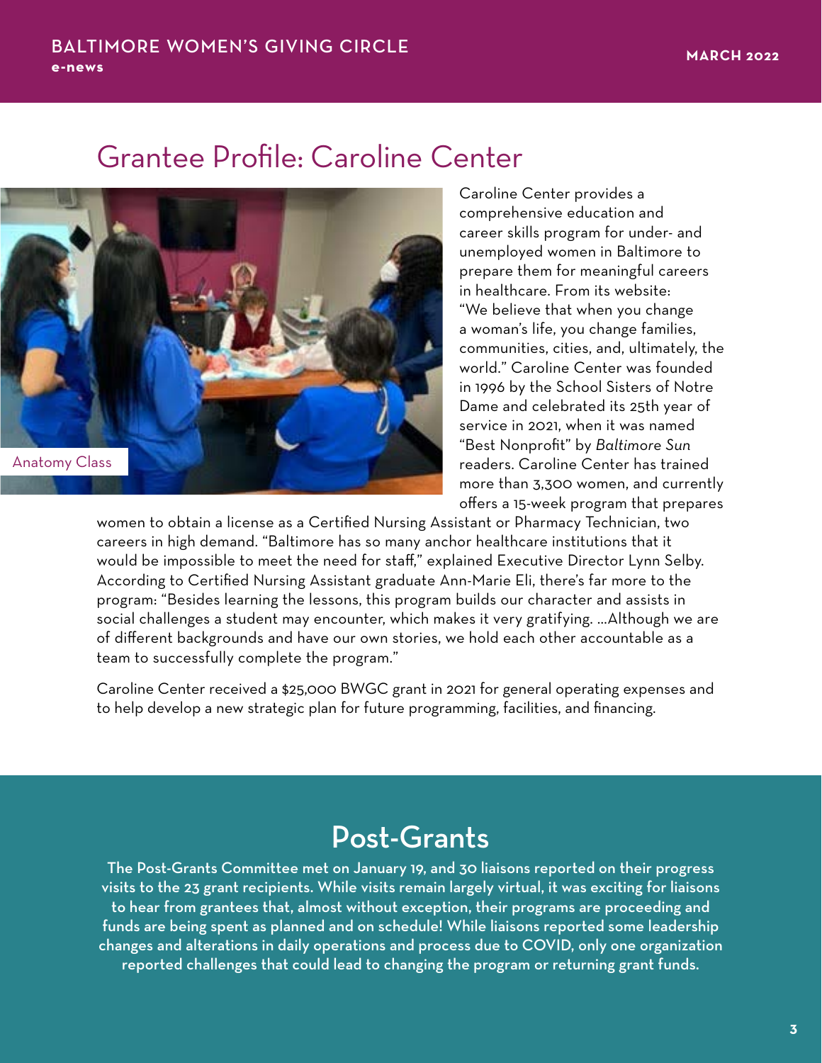## Grantee Profile: Caroline Center

Anatomy Class

Caroline Center provides a comprehensive education and career skills program for under- and unemployed women in Baltimore to prepare them for meaningful careers in healthcare. From its website: "We believe that when you change a woman's life, you change families, communities, cities, and, ultimately, the world." Caroline Center was founded in 1996 by the School Sisters of Notre Dame and celebrated its 25th year of service in 2021, when it was named "Best Nonprofit" by *Baltimore Sun* readers. Caroline Center has trained more than 3,300 women, and currently offers a 15-week program that prepares women to obtain a license as a Certified Nursing Assistant or Pharmacy Technician, two careers in high demand. "Baltimore has so many anchor healthcare institutions that it would be impossible to meet the need for staff," explained Executive Director Lynn Selby. According to Certified Nursing Assistant graduate Ann-Marie Eli, there's far more to the program: "Besides learning the lessons, this program builds our character and assists in social challenges a student may encounter, which makes it very gratifying. ...Although we are of different backgrounds and have our own stories, we hold each other accountable as a team to successfully complete the program."

Caroline Center received a $25,000 BWGC grant in 2021 for general operating expenses and to help develop a new strategic plan for future programming, facilities, and financing.

## Post-Grants

**The Post-Grants Committee met on January 19, and 30 liaisons reported on their progress visits to the 23 grant recipients. While visits remain largely virtual, it was exciting for liaisons to hear from grantees that, almost without exception, their programs are proceeding and funds are being spent as planned and on schedule! While liaisons reported some leadership changes and alterations in daily operations and process due to COVID, only one organization reported challenges that could lead to changing the program or returning grant funds.**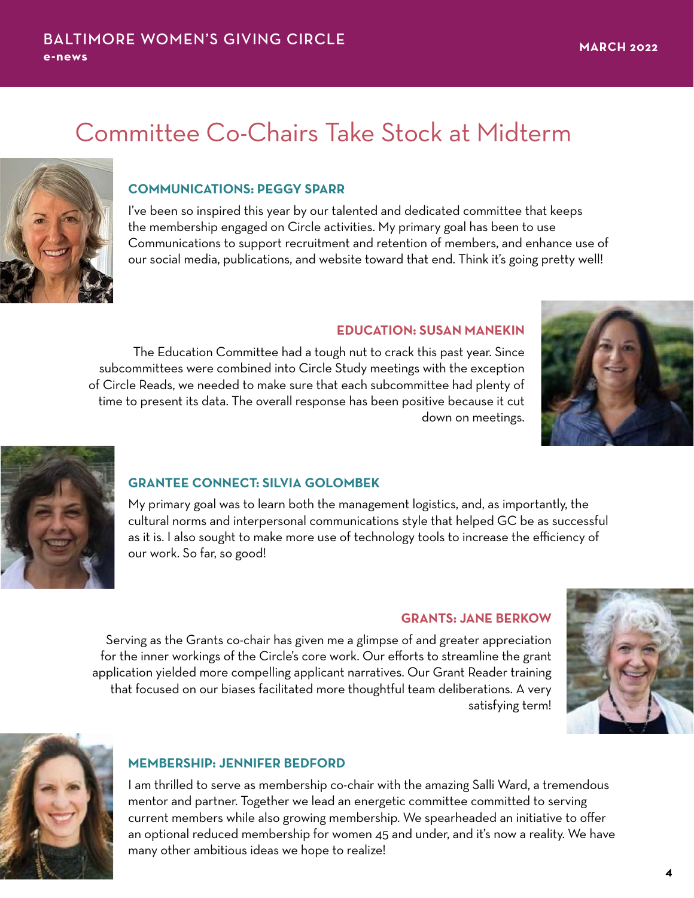# Committee Co-Chairs Take Stock at Midterm

### COMMUNICATIONS: PEGGY SPARR

I've been so inspired this year by our talented and dedicated committee that keeps the membership engaged on Circle activities. My primary goal has been to use Communications to support recruitment and retention of members, and enhance use of our social media, publications, and website toward that end. Think it's going pretty well!

### EDUCATION: SUSAN MANEKIN

The Education Committee had a tough nut to crack this past year. Since subcommittees were combined into Circle Study meetings with the exception of Circle Reads, we needed to make sure that each subcommittee had plenty of time to present its data. The overall response has been positive because it cut down on meetings.

### GRANTEE CONNECT: SILVIA GOLOMBEK

My primary goal was to learn both the management logistics, and, as importantly, the cultural norms and interpersonal communications style that helped GC be as successful as it is. I also sought to make more use of technology tools to increase the efficiency of our work. So far, so good!

### GRANTS: JANE BERKOW

Serving as the Grants co-chair has given me a glimpse of and greater appreciation for the inner workings of the Circle's core work. Our efforts to streamline the grant application yielded more compelling applicant narratives. Our Grant Reader training that focused on our biases facilitated more thoughtful team deliberations. A very satisfying term!

### MEMBERSHIP: JENNIFER BEDFORD

I am thrilled to serve as membership co-chair with the amazing Salli Ward, a tremendous mentor and partner. Together we lead an energetic committee committed to serving current members while also growing membership. We spearheaded an initiative to offer an optional reduced membership for women 45 and under, and it's now a reality. We have many other ambitious ideas we hope to realize!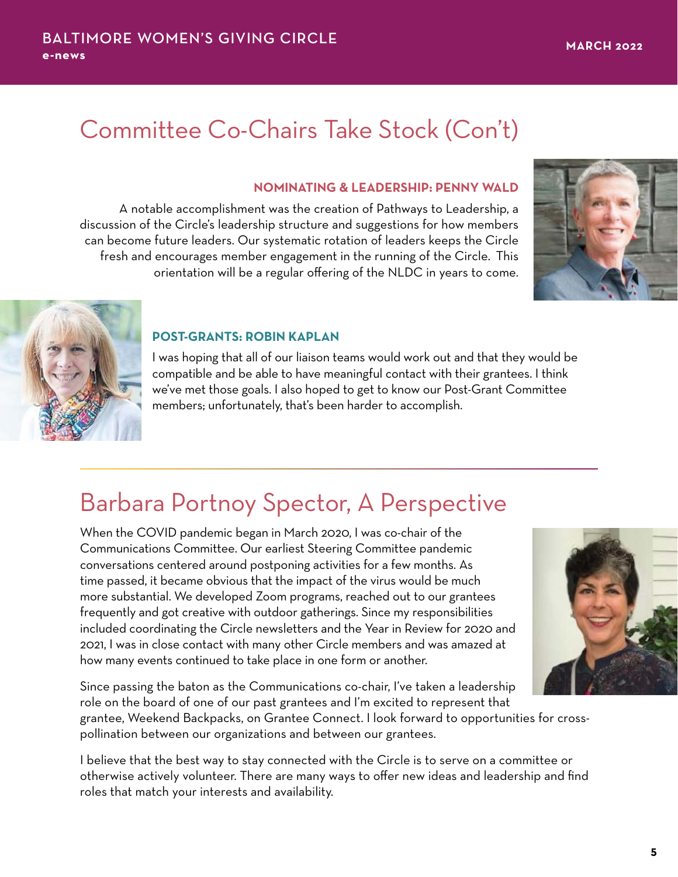# Committee Co-Chairs Take Stock (Con't)

### NOMINATING & LEADERSHIP: PENNY WALD

A notable accomplishment was the creation of Pathways to Leadership, a discussion of the Circle's leadership structure and suggestions for how members can become future leaders. Our systematic rotation of leaders keeps the Circle fresh and encourages member engagement in the running of the Circle. This orientation will be a regular offering of the NLDC in years to come.

### POST-GRANTS: ROBIN KAPLAN

I was hoping that all of our liaison teams would work out and that they would be compatible and be able to have meaningful contact with their grantees. I think we've met those goals. I also hoped to get to know our Post-Grant Committee members; unfortunately, that's been harder to accomplish.

---

# Barbara Portnoy Spector, A Perspective

When the COVID pandemic began in March 2020, I was co-chair of the Communications Committee. Our earliest Steering Committee pandemic conversations centered around postponing activities for a few months. As time passed, it became obvious that the impact of the virus would be much more substantial. We developed Zoom programs, reached out to our grantees frequently and got creative with outdoor gatherings. Since my responsibilities included coordinating the Circle newsletters and the Year in Review for 2020 and 2021, I was in close contact with many other Circle members and was amazed at how many events continued to take place in one form or another.

Since passing the baton as the Communications co-chair, I've taken a leadership role on the board of one of our past grantees and I'm excited to represent that grantee, Weekend Backpacks, on Grantee Connect. I look forward to opportunities for cross-pollination between our organizations and between our grantees.

I believe that the best way to stay connected with the Circle is to serve on a committee or otherwise actively volunteer. There are many ways to offer new ideas and leadership and find roles that match your interests and availability.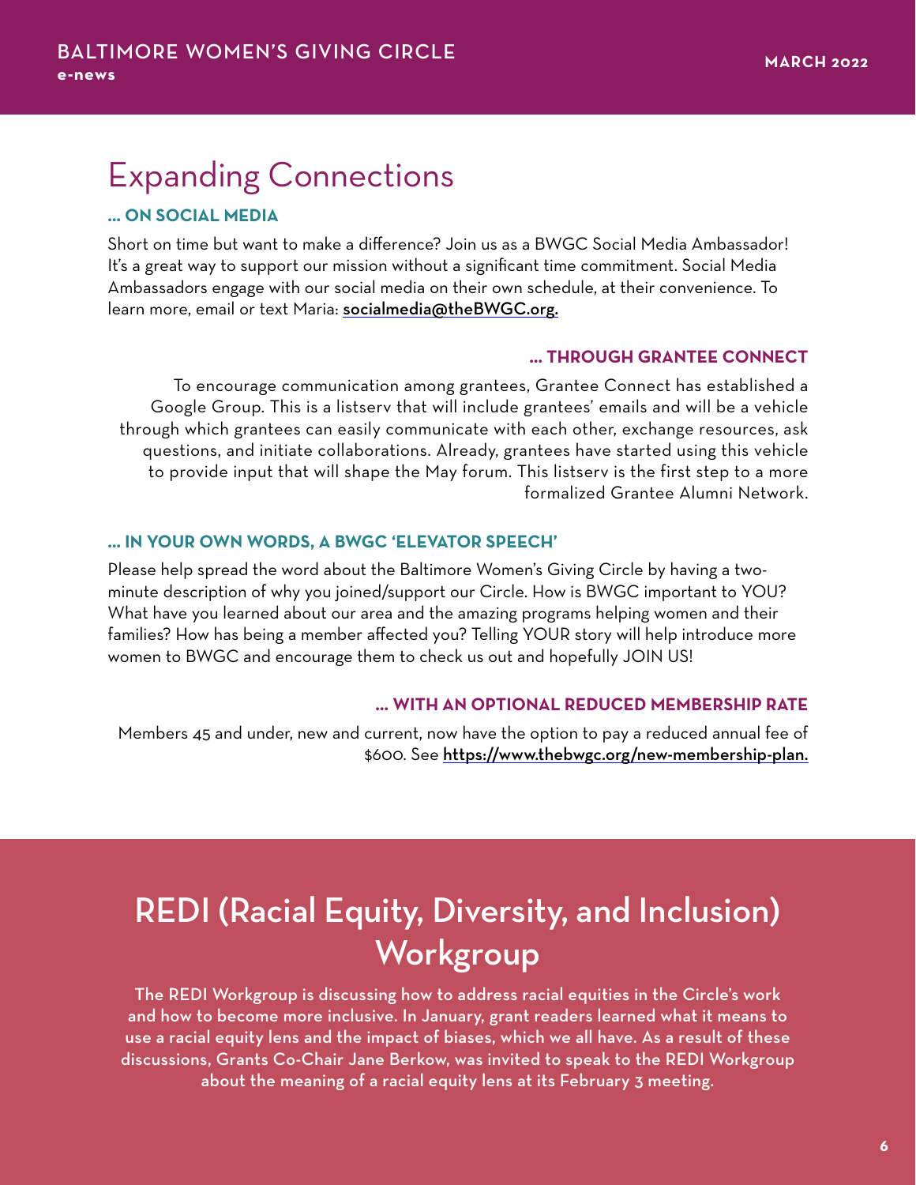# Expanding Connections

### … ON SOCIAL MEDIA

Short on time but want to make a difference? Join us as a BWGC Social Media Ambassador! It's a great way to support our mission without a significant time commitment. Social Media Ambassadors engage with our social media on their own schedule, at their convenience. To learn more, email or text Maria: **socialmedia@theBWGC.org.**

### … THROUGH GRANTEE CONNECT

To encourage communication among grantees, Grantee Connect has established a Google Group. This is a listserv that will include grantees' emails and will be a vehicle through which grantees can easily communicate with each other, exchange resources, ask questions, and initiate collaborations. Already, grantees have started using this vehicle to provide input that will shape the May forum. This listserv is the first step to a more formalized Grantee Alumni Network.

### … IN YOUR OWN WORDS, A BWGC 'ELEVATOR SPEECH'

Please help spread the word about the Baltimore Women's Giving Circle by having a two-minute description of why you joined/support our Circle. How is BWGC important to YOU? What have you learned about our area and the amazing programs helping women and their families? How has being a member affected you? Telling YOUR story will help introduce more women to BWGC and encourage them to check us out and hopefully JOIN US!

### … WITH AN OPTIONAL REDUCED MEMBERSHIP RATE

Members 45 and under, new and current, now have the option to pay a reduced annual fee of $600. See **https://www.thebwgc.org/new-membership-plan.**

# REDI (Racial Equity, Diversity, and Inclusion) Workgroup

The REDI Workgroup is discussing how to address racial equities in the Circle's work and how to become more inclusive. In January, grant readers learned what it means to use a racial equity lens and the impact of biases, which we all have. As a result of these discussions, Grants Co-Chair Jane Berkow, was invited to speak to the REDI Workgroup about the meaning of a racial equity lens at its February 3 meeting.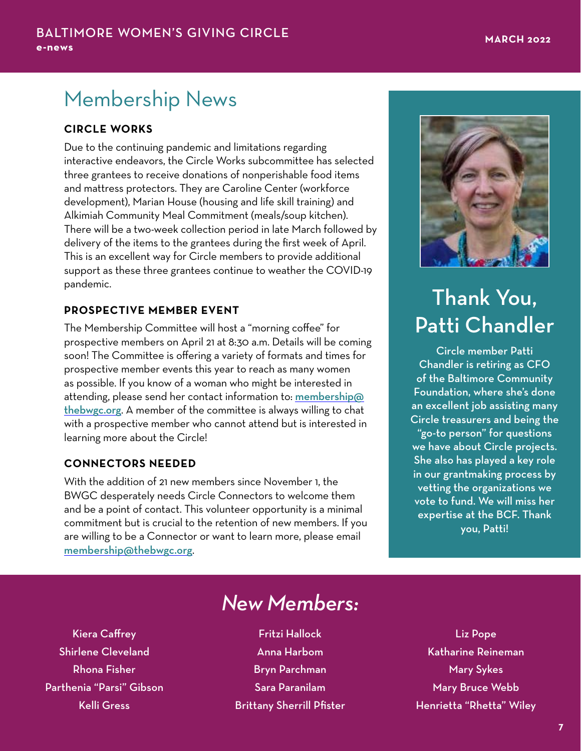# Membership News

### CIRCLE WORKS

Due to the continuing pandemic and limitations regarding interactive endeavors, the Circle Works subcommittee has selected three grantees to receive donations of nonperishable food items and mattress protectors. They are Caroline Center (workforce development), Marian House (housing and life skill training) and Alkimiah Community Meal Commitment (meals/soup kitchen). There will be a two-week collection period in late March followed by delivery of the items to the grantees during the first week of April. This is an excellent way for Circle members to provide additional support as these three grantees continue to weather the COVID-19 pandemic.

### PROSPECTIVE MEMBER EVENT

The Membership Committee will host a "morning coffee" for prospective members on April 21 at 8:30 a.m. Details will be coming soon! The Committee is offering a variety of formats and times for prospective member events this year to reach as many women as possible. If you know of a woman who might be interested in attending, please send her contact information to: membership@thebwgc.org. A member of the committee is always willing to chat with a prospective member who cannot attend but is interested in learning more about the Circle!

### CONNECTORS NEEDED

With the addition of 21 new members since November 1, the BWGC desperately needs Circle Connectors to welcome them and be a point of contact. This volunteer opportunity is a minimal commitment but is crucial to the retention of new members. If you are willing to be a Connector or want to learn more, please email membership@thebwgc.org.

## Thank You, Patti Chandler

Circle member Patti Chandler is retiring as CFO of the Baltimore Community Foundation, where she's done an excellent job assisting many Circle treasurers and being the "go-to person" for questions we have about Circle projects. She also has played a key role in our grantmaking process by vetting the organizations we vote to fund. We will miss her expertise at the BCF. Thank you, Patti!

## *New Members:*

Kiera Caffrey
Shirlene Cleveland
Rhona Fisher
Parthenia "Parsi" Gibson
Kelli Gress
Fritzi Hallock
Anna Harbom
Bryn Parchman
Sara Paranilam
Brittany Sherrill Pfister
Liz Pope
Katharine Reineman
Mary Sykes
Mary Bruce Webb
Henrietta "Rhetta" Wiley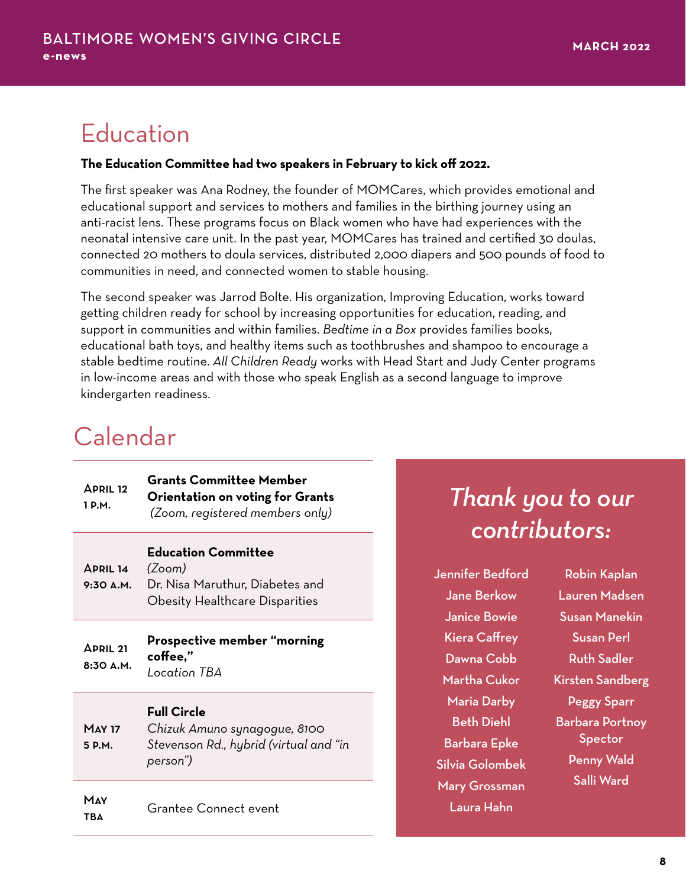## Education

**The Education Committee had two speakers in February to kick off 2022.**

The first speaker was Ana Rodney, the founder of MOMCares, which provides emotional and educational support and services to mothers and families in the birthing journey using an anti-racist lens. These programs focus on Black women who have had experiences with the neonatal intensive care unit. In the past year, MOMCares has trained and certified 30 doulas, connected 20 mothers to doula services, distributed 2,000 diapers and 500 pounds of food to communities in need, and connected women to stable housing.

The second speaker was Jarrod Bolte. His organization, Improving Education, works toward getting children ready for school by increasing opportunities for education, reading, and support in communities and within families. *Bedtime in a Box* provides families books, educational bath toys, and healthy items such as toothbrushes and shampoo to encourage a stable bedtime routine. *All Children Ready* works with Head Start and Judy Center programs in low-income areas and with those who speak English as a second language to improve kindergarten readiness.

## Calendar

| | |
|---|---|
| APRIL 12<br>1 P.M. | **Grants Committee Member Orientation on voting for Grants** *(Zoom, registered members only)* |
| APRIL 14<br>9:30 A.M. | **Education Committee** *(Zoom)* Dr. Nisa Maruthur, Diabetes and Obesity Healthcare Disparities |
| APRIL 21<br>8:30 A.M. | **Prospective member "morning coffee,"** *Location TBA* |
| MAY 17<br>5 P.M. | **Full Circle** *Chizuk Amuno synagogue, 8100 Stevenson Rd., hybrid (virtual and "in person")* |
| MAY<br>TBA | Grantee Connect event |

### *Thank you to our contributors:*

Jennifer Bedford
Jane Berkow
Janice Bowie
Kiera Caffrey
Dawna Cobb
Martha Cukor
Maria Darby
Beth Diehl
Barbara Epke
Silvia Golombek
Mary Grossman
Laura Hahn
Robin Kaplan
Lauren Madsen
Susan Manekin
Susan Perl
Ruth Sadler
Kirsten Sandberg
Peggy Sparr
Barbara Portnoy Spector
Penny Wald
Salli Ward